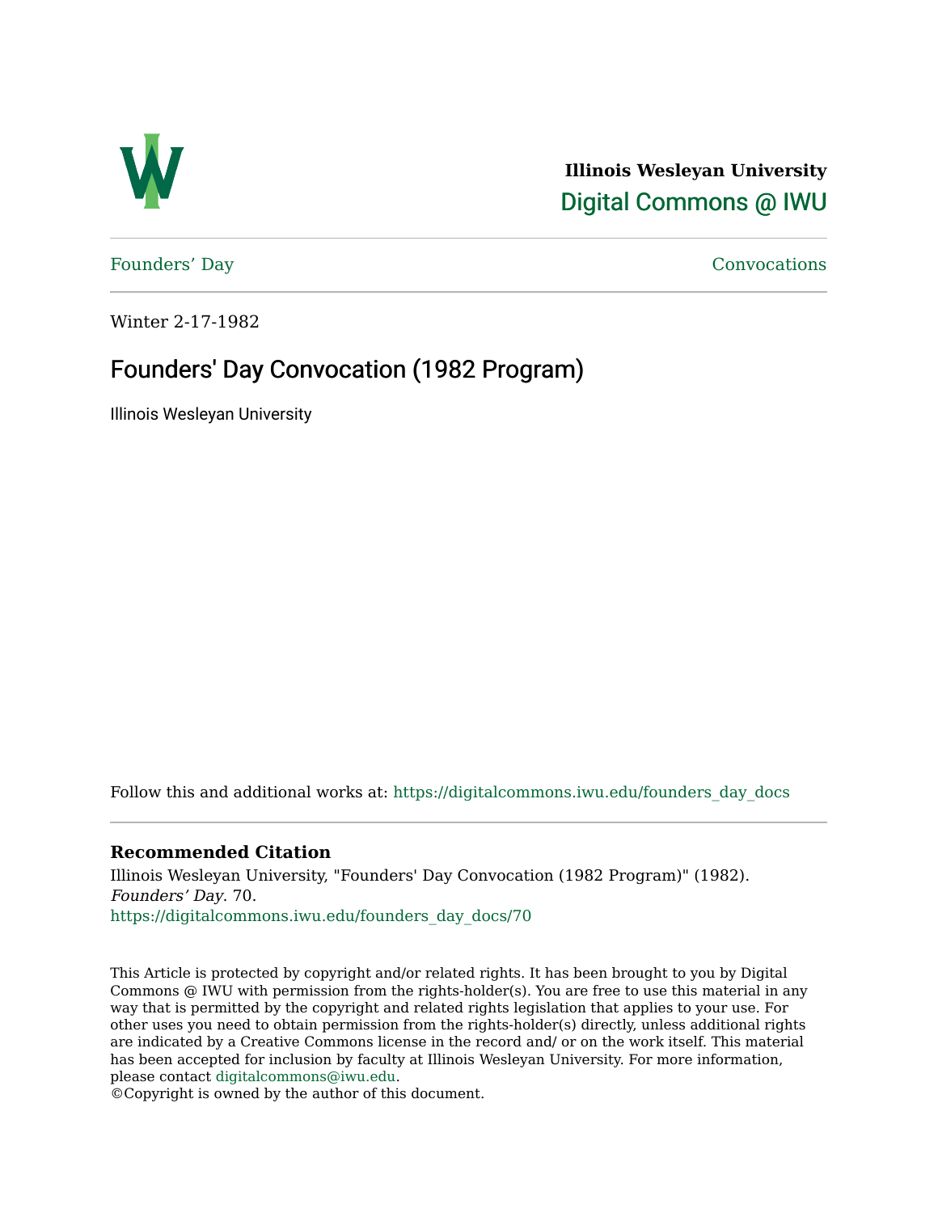**Illinois Wesleyan University**
Digital Commons @ IWU

Founders' Day | Convocations

Winter 2-17-1982

# Founders' Day Convocation (1982 Program)

Illinois Wesleyan University

Follow this and additional works at: https://digitalcommons.iwu.edu/founders_day_docs

### Recommended Citation

Illinois Wesleyan University, "Founders' Day Convocation (1982 Program)" (1982). *Founders' Day*. 70.
https://digitalcommons.iwu.edu/founders_day_docs/70

This Article is protected by copyright and/or related rights. It has been brought to you by Digital Commons @ IWU with permission from the rights-holder(s). You are free to use this material in any way that is permitted by the copyright and related rights legislation that applies to your use. For other uses you need to obtain permission from the rights-holder(s) directly, unless additional rights are indicated by a Creative Commons license in the record and/ or on the work itself. This material has been accepted for inclusion by faculty at Illinois Wesleyan University. For more information, please contact digitalcommons@iwu.edu.
©Copyright is owned by the author of this document.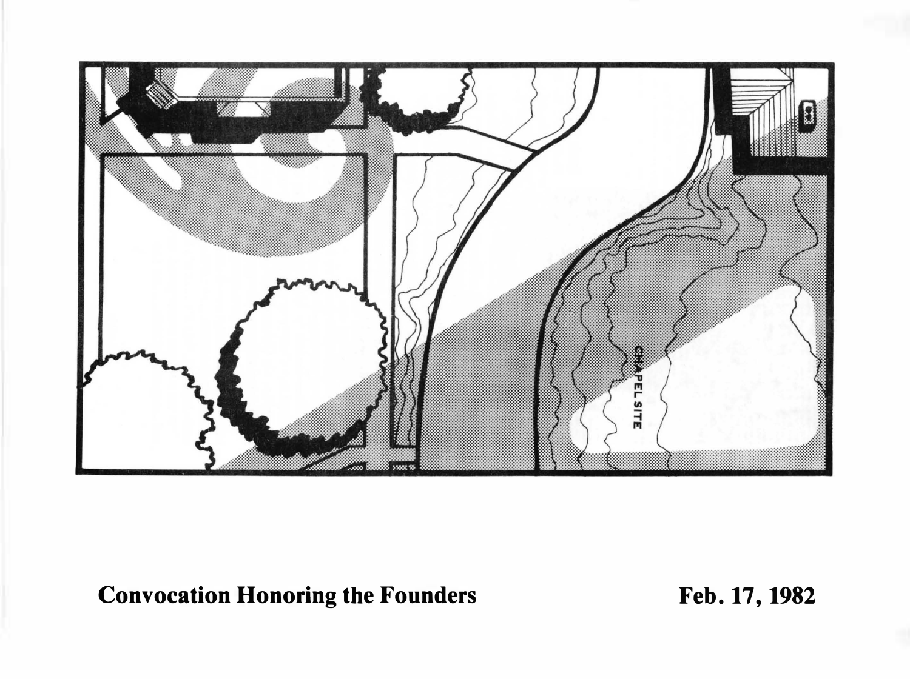CHAPEL SITE

**Convocation Honoring the Founders** **Feb. 17, 1982**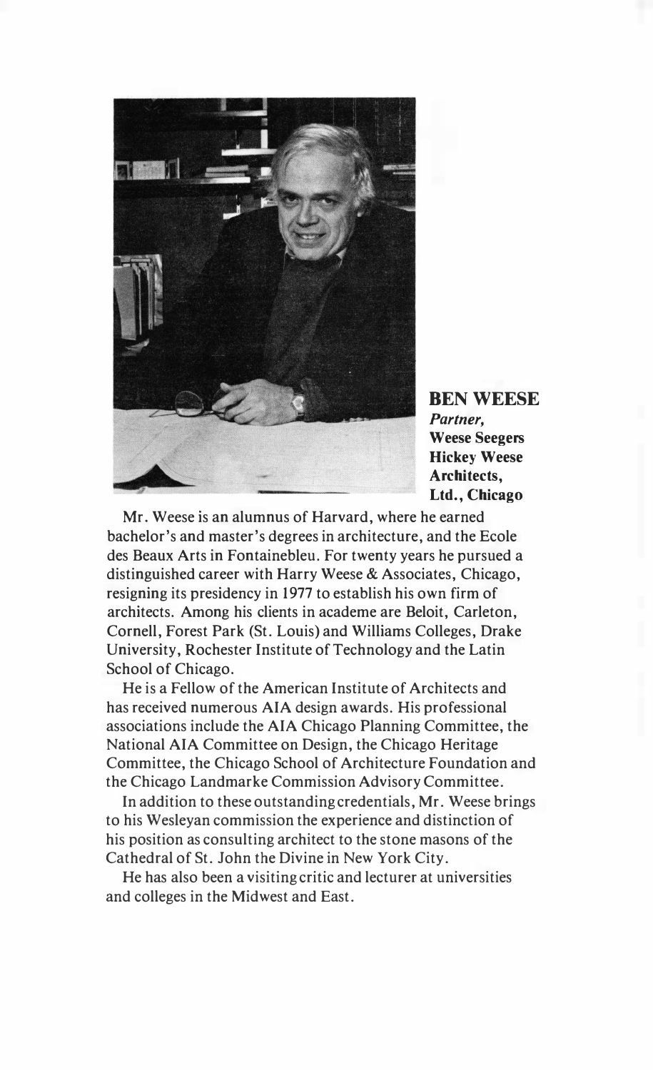## BEN WEESE

***Partner,***
**Weese Seegers Hickey Weese Architects, Ltd., Chicago**

Mr. Weese is an alumnus of Harvard, where he earned bachelor's and master's degrees in architecture, and the Ecole des Beaux Arts in Fontainebleu. For twenty years he pursued a distinguished career with Harry Weese & Associates, Chicago, resigning its presidency in 1977 to establish his own firm of architects. Among his clients in academe are Beloit, Carleton, Cornell, Forest Park (St. Louis) and Williams Colleges, Drake University, Rochester Institute of Technology and the Latin School of Chicago.

He is a Fellow of the American Institute of Architects and has received numerous AIA design awards. His professional associations include the AIA Chicago Planning Committee, the National AIA Committee on Design, the Chicago Heritage Committee, the Chicago School of Architecture Foundation and the Chicago Landmarke Commission Advisory Committee.

In addition to these outstanding credentials, Mr. Weese brings to his Wesleyan commission the experience and distinction of his position as consulting architect to the stone masons of the Cathedral of St. John the Divine in New York City.

He has also been a visiting critic and lecturer at universities and colleges in the Midwest and East.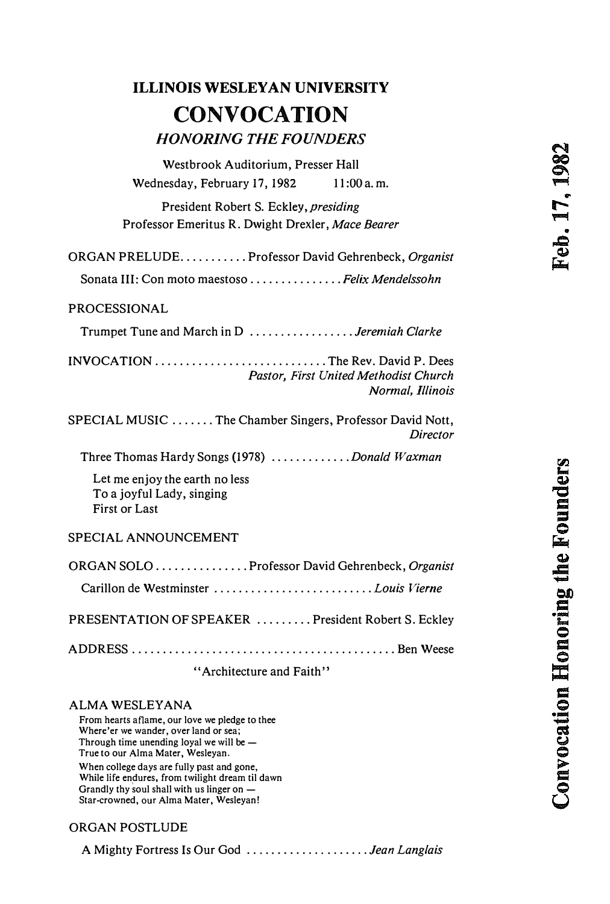# ILLINOIS WESLEYAN UNIVERSITY

# CONVOCATION

### *HONORING THE FOUNDERS*

Westbrook Auditorium, Presser Hall

Wednesday, February 17, 1982 11:00 a. m.

President Robert S. Eckley, *presiding*

Professor Emeritus R. Dwight Drexler, *Mace Bearer*

ORGAN PRELUDE........... Professor David Gehrenbeck, *Organist*

Sonata III: Con moto maestoso ............... *Felix Mendelssohn*

PROCESSIONAL

Trumpet Tune and March in D ................. *Jeremiah Clarke*

INVOCATION ............................ The Rev. David P. Dees
*Pastor, First United Methodist Church*
*Normal, Illinois*

SPECIAL MUSIC ....... The Chamber Singers, Professor David Nott, *Director*

Three Thomas Hardy Songs (1978) ............. *Donald Waxman*

Let me enjoy the earth no less
To a joyful Lady, singing
First or Last

SPECIAL ANNOUNCEMENT

ORGAN SOLO ............... Professor David Gehrenbeck, *Organist*

Carillon de Westminster ........................... *Louis Vierne*

PRESENTATION OF SPEAKER ......... President Robert S. Eckley

ADDRESS ........................................... Ben Weese

"Architecture and Faith"

ALMA WESLEYANA

From hearts aflame, our love we pledge to thee
Where'er we wander, over land or sea;
Through time unending loyal we will be —
True to our Alma Mater, Wesleyan.
When college days are fully past and gone,
While life endures, from twilight dream til dawn
Grandly thy soul shall with us linger on —
Star-crowned, our Alma Mater, Wesleyan!

ORGAN POSTLUDE

A Mighty Fortress Is Our God .................... *Jean Langlais*

Feb. 17, 1982

Convocation Honoring the Founders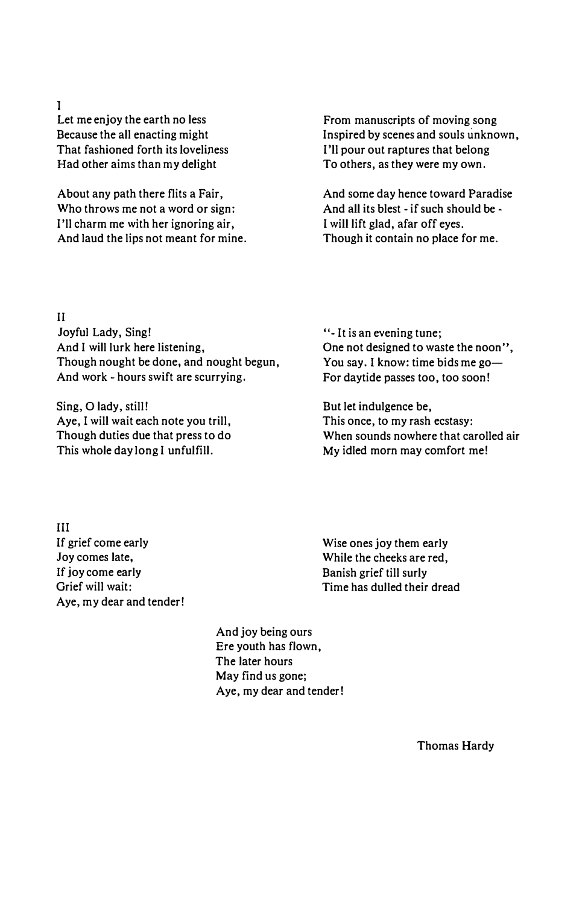I

Let me enjoy the earth no less
Because the all enacting might
That fashioned forth its loveliness
Had other aims than my delight

About any path there flits a Fair,
Who throws me not a word or sign:
I'll charm me with her ignoring air,
And laud the lips not meant for mine.

From manuscripts of moving song
Inspired by scenes and souls unknown,
I'll pour out raptures that belong
To others, as they were my own.

And some day hence toward Paradise
And all its blest - if such should be -
I will lift glad, afar off eyes.
Though it contain no place for me.

II

Joyful Lady, Sing!
And I will lurk here listening,
Though nought be done, and nought begun,
And work - hours swift are scurrying.

Sing, O lady, still!
Aye, I will wait each note you trill,
Though duties due that press to do
This whole day long I unfulfill.

"- It is an evening tune;
One not designed to waste the noon",
You say. I know: time bids me go—
For daytide passes too, too soon!

But let indulgence be,
This once, to my rash ecstasy:
When sounds nowhere that carolled air
My idled morn may comfort me!

III

If grief come early
Joy comes late,
If joy come early
Grief will wait:
Aye, my dear and tender!

Wise ones joy them early
While the cheeks are red,
Banish grief till surly
Time has dulled their dread

And joy being ours
Ere youth has flown,
The later hours
May find us gone;
Aye, my dear and tender!

Thomas Hardy